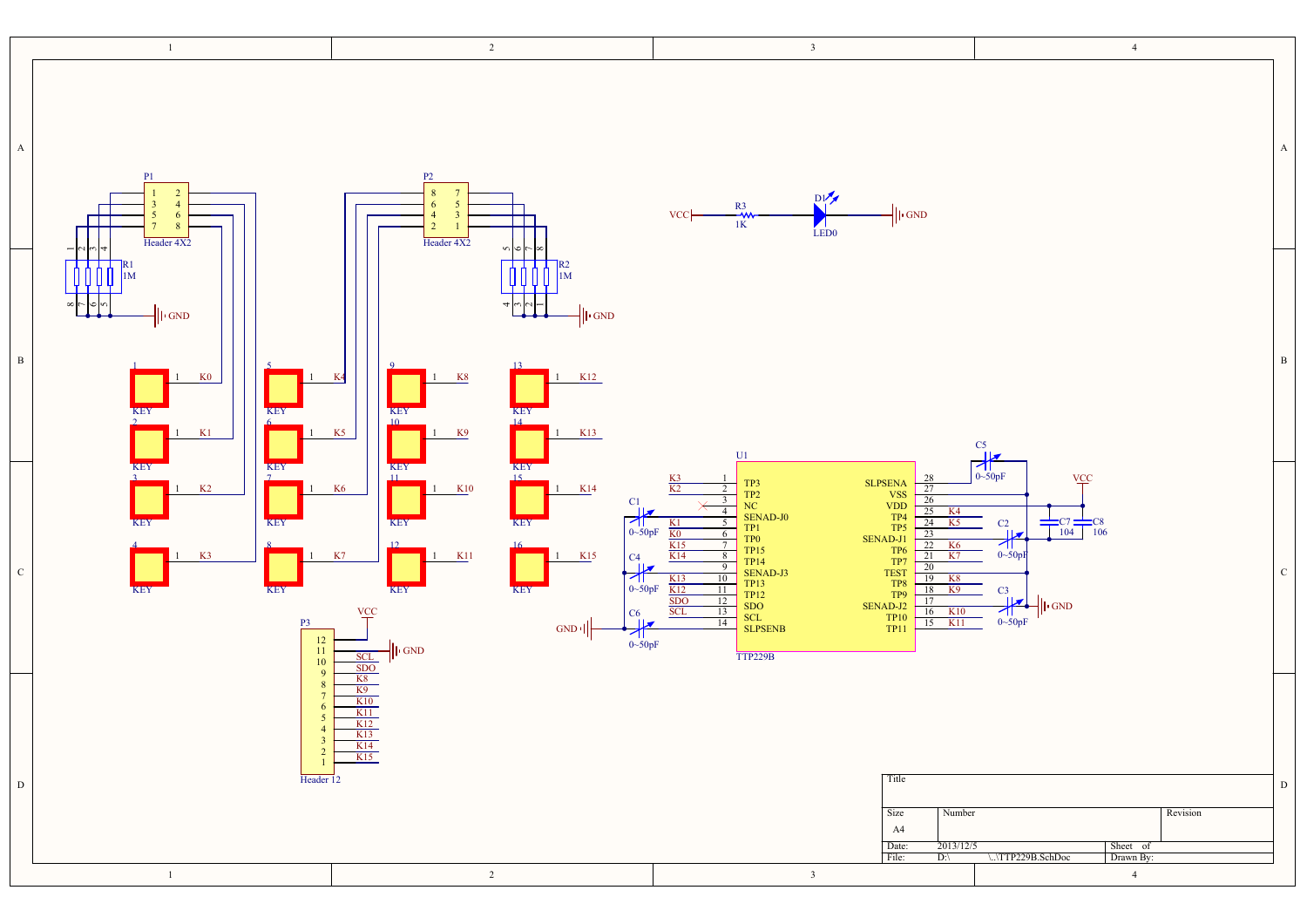| Title | | |
|---|---|---|
| Size: A4 | Number | Revision |
| Date: 2013/12/5 | | Sheet of |
| File: D:\ ...\TTP229B.SchDoc | | Drawn By: |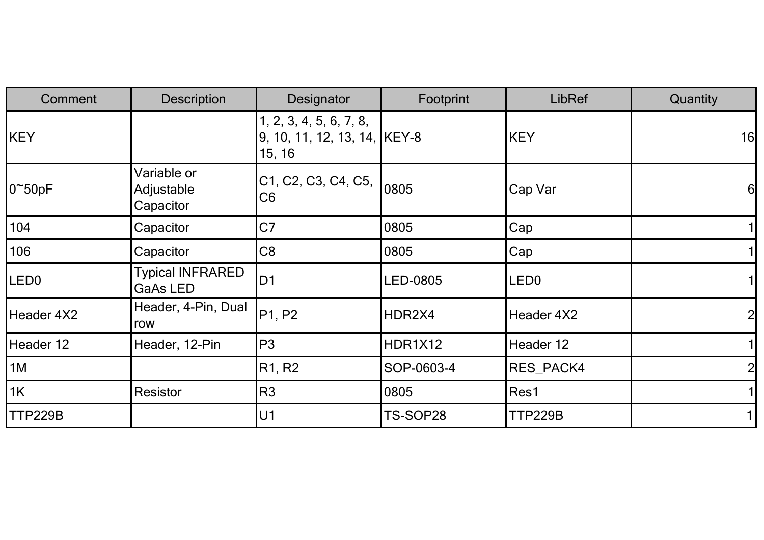| Comment | Description | Designator | Footprint | LibRef | Quantity |
|---|---|---|---|---|---|
| KEY | | 1, 2, 3, 4, 5, 6, 7, 8, 9, 10, 11, 12, 13, 14, 15, 16 | KEY-8 | KEY | 16 |
| 0~50pF | Variable or Adjustable Capacitor | C1, C2, C3, C4, C5, C6 | 0805 | Cap Var | 6 |
| 104 | Capacitor | C7 | 0805 | Cap | 1 |
| 106 | Capacitor | C8 | 0805 | Cap | 1 |
| LED0 | Typical INFRARED GaAs LED | D1 | LED-0805 | LED0 | 1 |
| Header 4X2 | Header, 4-Pin, Dual row | P1, P2 | HDR2X4 | Header 4X2 | 2 |
| Header 12 | Header, 12-Pin | P3 | HDR1X12 | Header 12 | 1 |
| 1M | | R1, R2 | SOP-0603-4 | RES_PACK4 | 2 |
| 1K | Resistor | R3 | 0805 | Res1 | 1 |
| TTP229B | | U1 | TS-SOP28 | TTP229B | 1 |